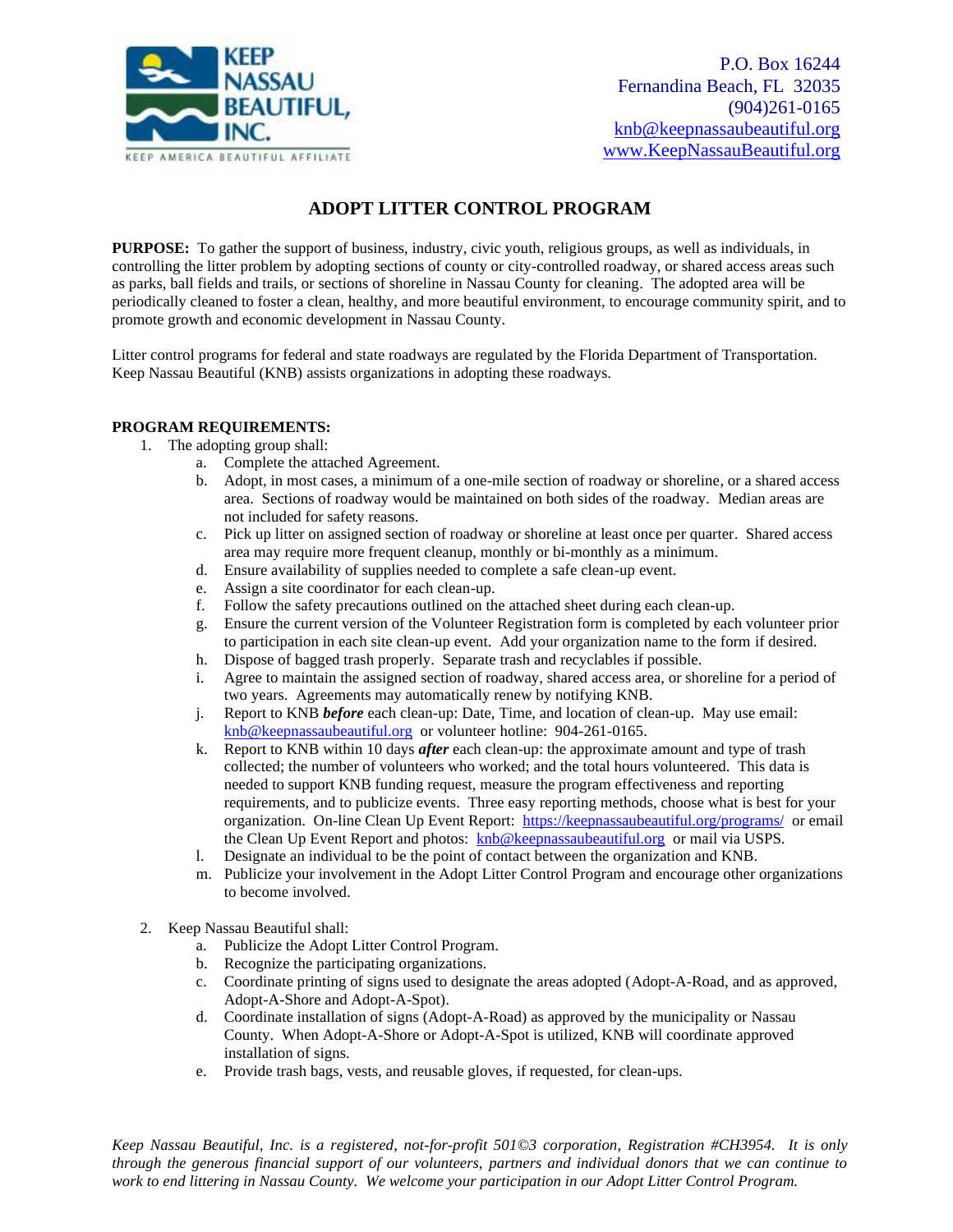KEEP NASSAU BEAUTIFUL, INC.

KEEP AMERICA BEAUTIFUL AFFILIATE

P.O. Box 16244
Fernandina Beach, FL 32035
(904)261-0165
knb@keepnassaubeautiful.org
www.KeepNassauBeautiful.org

# ADOPT LITTER CONTROL PROGRAM

**PURPOSE:** To gather the support of business, industry, civic youth, religious groups, as well as individuals, in controlling the litter problem by adopting sections of county or city-controlled roadway, or shared access areas such as parks, ball fields and trails, or sections of shoreline in Nassau County for cleaning. The adopted area will be periodically cleaned to foster a clean, healthy, and more beautiful environment, to encourage community spirit, and to promote growth and economic development in Nassau County.

Litter control programs for federal and state roadways are regulated by the Florida Department of Transportation. Keep Nassau Beautiful (KNB) assists organizations in adopting these roadways.

**PROGRAM REQUIREMENTS:**

1. The adopting group shall:
   a. Complete the attached Agreement.
   b. Adopt, in most cases, a minimum of a one-mile section of roadway or shoreline, or a shared access area. Sections of roadway would be maintained on both sides of the roadway. Median areas are not included for safety reasons.
   c. Pick up litter on assigned section of roadway or shoreline at least once per quarter. Shared access area may require more frequent cleanup, monthly or bi-monthly as a minimum.
   d. Ensure availability of supplies needed to complete a safe clean-up event.
   e. Assign a site coordinator for each clean-up.
   f. Follow the safety precautions outlined on the attached sheet during each clean-up.
   g. Ensure the current version of the Volunteer Registration form is completed by each volunteer prior to participation in each site clean-up event. Add your organization name to the form if desired.
   h. Dispose of bagged trash properly. Separate trash and recyclables if possible.
   i. Agree to maintain the assigned section of roadway, shared access area, or shoreline for a period of two years. Agreements may automatically renew by notifying KNB.
   j. Report to KNB ***before*** each clean-up: Date, Time, and location of clean-up. May use email: knb@keepnassaubeautiful.org or volunteer hotline: 904-261-0165.
   k. Report to KNB within 10 days ***after*** each clean-up: the approximate amount and type of trash collected; the number of volunteers who worked; and the total hours volunteered. This data is needed to support KNB funding request, measure the program effectiveness and reporting requirements, and to publicize events. Three easy reporting methods, choose what is best for your organization. On-line Clean Up Event Report: https://keepnassaubeautiful.org/programs/ or email the Clean Up Event Report and photos: knb@keepnassaubeautiful.org or mail via USPS.
   l. Designate an individual to be the point of contact between the organization and KNB.
   m. Publicize your involvement in the Adopt Litter Control Program and encourage other organizations to become involved.

2. Keep Nassau Beautiful shall:
   a. Publicize the Adopt Litter Control Program.
   b. Recognize the participating organizations.
   c. Coordinate printing of signs used to designate the areas adopted (Adopt-A-Road, and as approved, Adopt-A-Shore and Adopt-A-Spot).
   d. Coordinate installation of signs (Adopt-A-Road) as approved by the municipality or Nassau County. When Adopt-A-Shore or Adopt-A-Spot is utilized, KNB will coordinate approved installation of signs.
   e. Provide trash bags, vests, and reusable gloves, if requested, for clean-ups.

*Keep Nassau Beautiful, Inc. is a registered, not-for-profit 501©3 corporation, Registration #CH3954. It is only through the generous financial support of our volunteers, partners and individual donors that we can continue to work to end littering in Nassau County. We welcome your participation in our Adopt Litter Control Program.*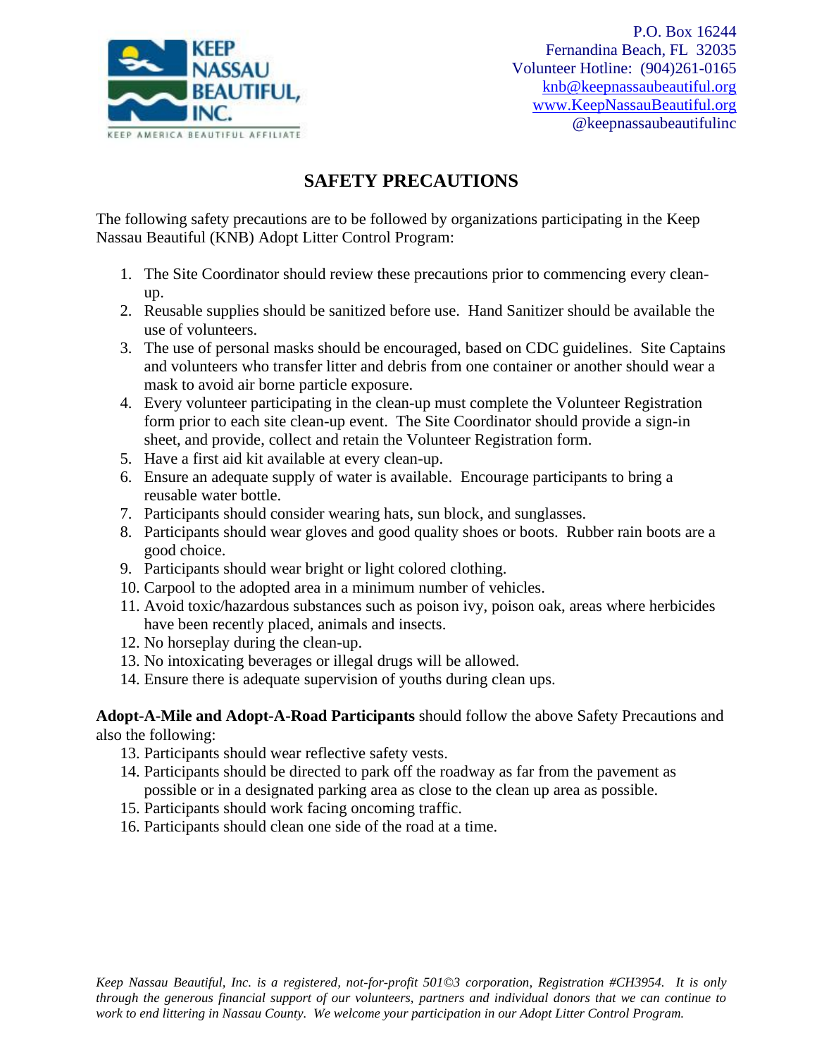P.O. Box 16244
Fernandina Beach, FL 32035
Volunteer Hotline: (904)261-0165
knb@keepnassaubeautiful.org
www.KeepNassauBeautiful.org
@keepnassaubeautifulinc

# SAFETY PRECAUTIONS

The following safety precautions are to be followed by organizations participating in the Keep Nassau Beautiful (KNB) Adopt Litter Control Program:

1. The Site Coordinator should review these precautions prior to commencing every clean-up.
2. Reusable supplies should be sanitized before use. Hand Sanitizer should be available the use of volunteers.
3. The use of personal masks should be encouraged, based on CDC guidelines. Site Captains and volunteers who transfer litter and debris from one container or another should wear a mask to avoid air borne particle exposure.
4. Every volunteer participating in the clean-up must complete the Volunteer Registration form prior to each site clean-up event. The Site Coordinator should provide a sign-in sheet, and provide, collect and retain the Volunteer Registration form.
5. Have a first aid kit available at every clean-up.
6. Ensure an adequate supply of water is available. Encourage participants to bring a reusable water bottle.
7. Participants should consider wearing hats, sun block, and sunglasses.
8. Participants should wear gloves and good quality shoes or boots. Rubber rain boots are a good choice.
9. Participants should wear bright or light colored clothing.
10. Carpool to the adopted area in a minimum number of vehicles.
11. Avoid toxic/hazardous substances such as poison ivy, poison oak, areas where herbicides have been recently placed, animals and insects.
12. No horseplay during the clean-up.
13. No intoxicating beverages or illegal drugs will be allowed.
14. Ensure there is adequate supervision of youths during clean ups.

**Adopt-A-Mile and Adopt-A-Road Participants** should follow the above Safety Precautions and also the following:

13. Participants should wear reflective safety vests.
14. Participants should be directed to park off the roadway as far from the pavement as possible or in a designated parking area as close to the clean up area as possible.
15. Participants should work facing oncoming traffic.
16. Participants should clean one side of the road at a time.

*Keep Nassau Beautiful, Inc. is a registered, not-for-profit 501©3 corporation, Registration #CH3954. It is only through the generous financial support of our volunteers, partners and individual donors that we can continue to work to end littering in Nassau County. We welcome your participation in our Adopt Litter Control Program.*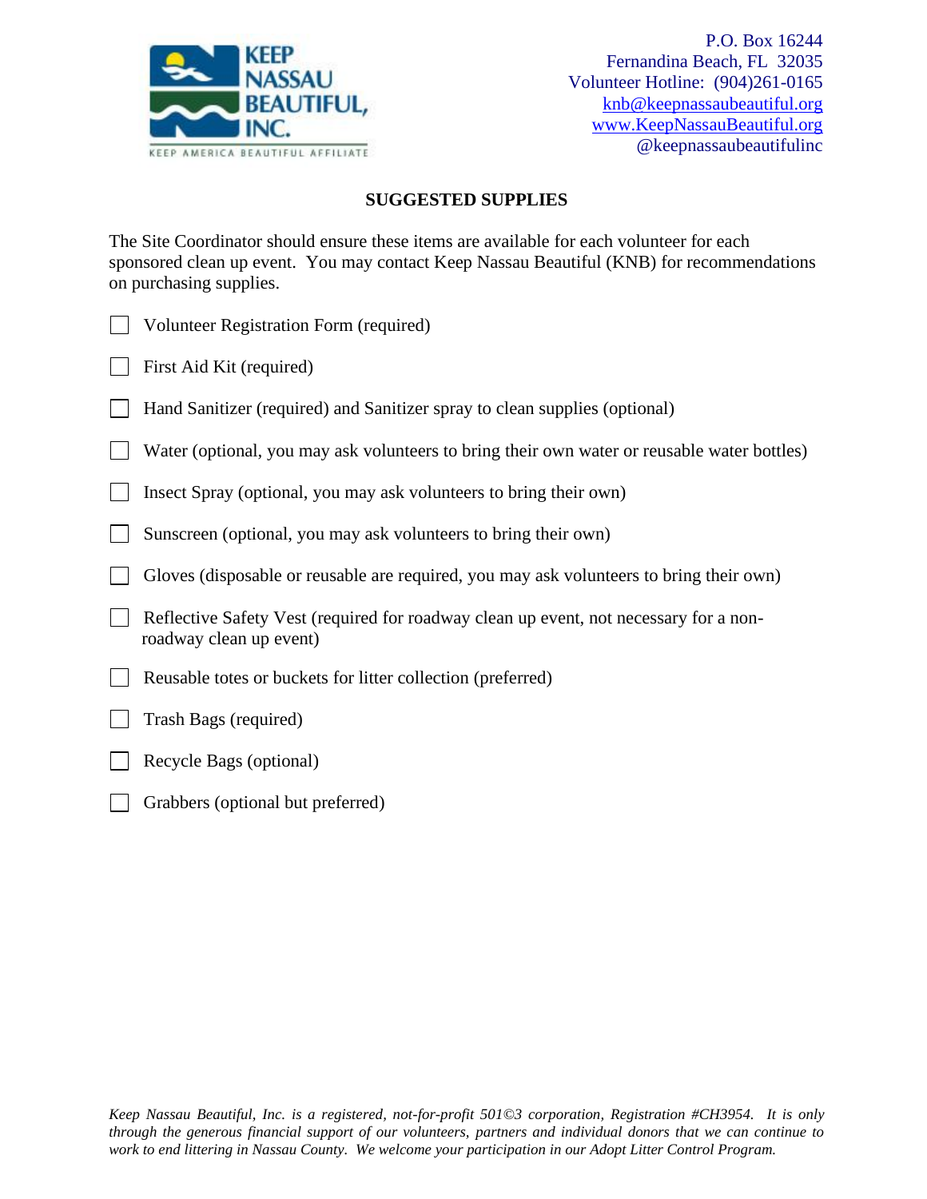**KEEP NASSAU BEAUTIFUL, INC.**
KEEP AMERICA BEAUTIFUL AFFILIATE

P.O. Box 16244
Fernandina Beach, FL 32035
Volunteer Hotline: (904)261-0165
knb@keepnassaubeautiful.org
www.KeepNassauBeautiful.org
@keepnassaubeautifulinc

## SUGGESTED SUPPLIES

The Site Coordinator should ensure these items are available for each volunteer for each sponsored clean up event. You may contact Keep Nassau Beautiful (KNB) for recommendations on purchasing supplies.

- ☐ Volunteer Registration Form (required)
- ☐ First Aid Kit (required)
- ☐ Hand Sanitizer (required) and Sanitizer spray to clean supplies (optional)
- ☐ Water (optional, you may ask volunteers to bring their own water or reusable water bottles)
- ☐ Insect Spray (optional, you may ask volunteers to bring their own)
- ☐ Sunscreen (optional, you may ask volunteers to bring their own)
- ☐ Gloves (disposable or reusable are required, you may ask volunteers to bring their own)
- ☐ Reflective Safety Vest (required for roadway clean up event, not necessary for a non-roadway clean up event)
- ☐ Reusable totes or buckets for litter collection (preferred)
- ☐ Trash Bags (required)
- ☐ Recycle Bags (optional)
- ☐ Grabbers (optional but preferred)

*Keep Nassau Beautiful, Inc. is a registered, not-for-profit 501©3 corporation, Registration #CH3954. It is only through the generous financial support of our volunteers, partners and individual donors that we can continue to work to end littering in Nassau County. We welcome your participation in our Adopt Litter Control Program.*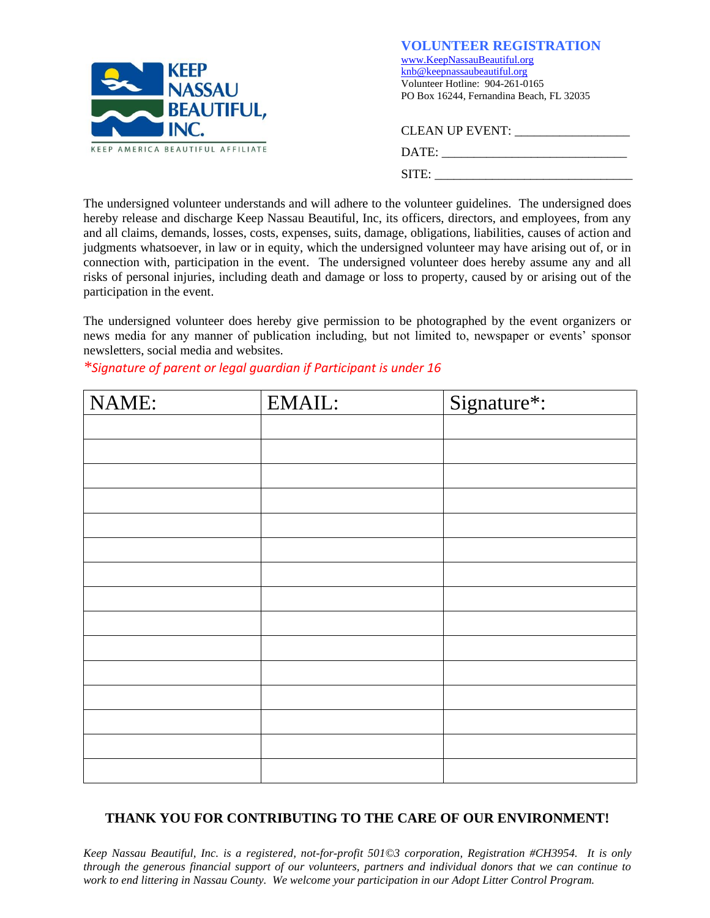KEEP NASSAU BEAUTIFUL, INC.

KEEP AMERICA BEAUTIFUL AFFILIATE

## VOLUNTEER REGISTRATION

www.KeepNassauBeautiful.org
knb@keepnassaubeautiful.org
Volunteer Hotline: 904-261-0165
PO Box 16244, Fernandina Beach, FL 32035

CLEAN UP EVENT: ________________

DATE: ____________________________

SITE: ______________________________

The undersigned volunteer understands and will adhere to the volunteer guidelines. The undersigned does hereby release and discharge Keep Nassau Beautiful, Inc, its officers, directors, and employees, from any and all claims, demands, losses, costs, expenses, suits, damage, obligations, liabilities, causes of action and judgments whatsoever, in law or in equity, which the undersigned volunteer may have arising out of, or in connection with, participation in the event. The undersigned volunteer does hereby assume any and all risks of personal injuries, including death and damage or loss to property, caused by or arising out of the participation in the event.

The undersigned volunteer does hereby give permission to be photographed by the event organizers or news media for any manner of publication including, but not limited to, newspaper or events' sponsor newsletters, social media and websites.

*\*Signature of parent or legal guardian if Participant is under 16*

| NAME: | EMAIL: | Signature*: |
|---|---|---|
| | | |
| | | |
| | | |
| | | |
| | | |
| | | |
| | | |
| | | |
| | | |
| | | |
| | | |
| | | |
| | | |
| | | |
| | | |

**THANK YOU FOR CONTRIBUTING TO THE CARE OF OUR ENVIRONMENT!**

*Keep Nassau Beautiful, Inc. is a registered, not-for-profit 501©3 corporation, Registration #CH3954. It is only through the generous financial support of our volunteers, partners and individual donors that we can continue to work to end littering in Nassau County. We welcome your participation in our Adopt Litter Control Program.*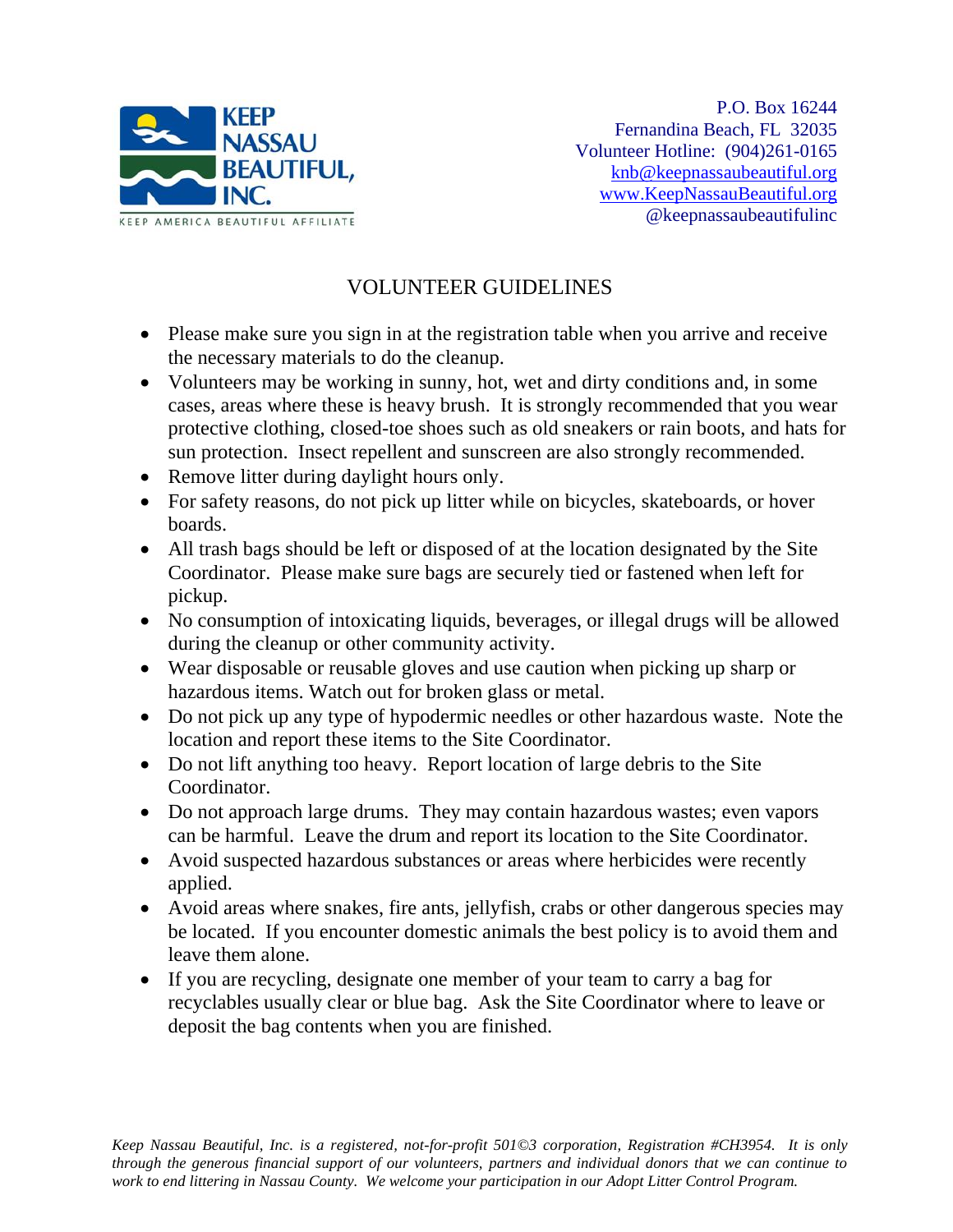KEEP NASSAU BEAUTIFUL, INC.

KEEP AMERICA BEAUTIFUL AFFILIATE

P.O. Box 16244
Fernandina Beach, FL 32035
Volunteer Hotline: (904)261-0165
knb@keepnassaubeautiful.org
www.KeepNassauBeautiful.org
@keepnassaubeautifulinc

# VOLUNTEER GUIDELINES

- Please make sure you sign in at the registration table when you arrive and receive the necessary materials to do the cleanup.
- Volunteers may be working in sunny, hot, wet and dirty conditions and, in some cases, areas where these is heavy brush. It is strongly recommended that you wear protective clothing, closed-toe shoes such as old sneakers or rain boots, and hats for sun protection. Insect repellent and sunscreen are also strongly recommended.
- Remove litter during daylight hours only.
- For safety reasons, do not pick up litter while on bicycles, skateboards, or hover boards.
- All trash bags should be left or disposed of at the location designated by the Site Coordinator. Please make sure bags are securely tied or fastened when left for pickup.
- No consumption of intoxicating liquids, beverages, or illegal drugs will be allowed during the cleanup or other community activity.
- Wear disposable or reusable gloves and use caution when picking up sharp or hazardous items. Watch out for broken glass or metal.
- Do not pick up any type of hypodermic needles or other hazardous waste. Note the location and report these items to the Site Coordinator.
- Do not lift anything too heavy. Report location of large debris to the Site Coordinator.
- Do not approach large drums. They may contain hazardous wastes; even vapors can be harmful. Leave the drum and report its location to the Site Coordinator.
- Avoid suspected hazardous substances or areas where herbicides were recently applied.
- Avoid areas where snakes, fire ants, jellyfish, crabs or other dangerous species may be located. If you encounter domestic animals the best policy is to avoid them and leave them alone.
- If you are recycling, designate one member of your team to carry a bag for recyclables usually clear or blue bag. Ask the Site Coordinator where to leave or deposit the bag contents when you are finished.

*Keep Nassau Beautiful, Inc. is a registered, not-for-profit 501©3 corporation, Registration #CH3954. It is only through the generous financial support of our volunteers, partners and individual donors that we can continue to work to end littering in Nassau County. We welcome your participation in our Adopt Litter Control Program.*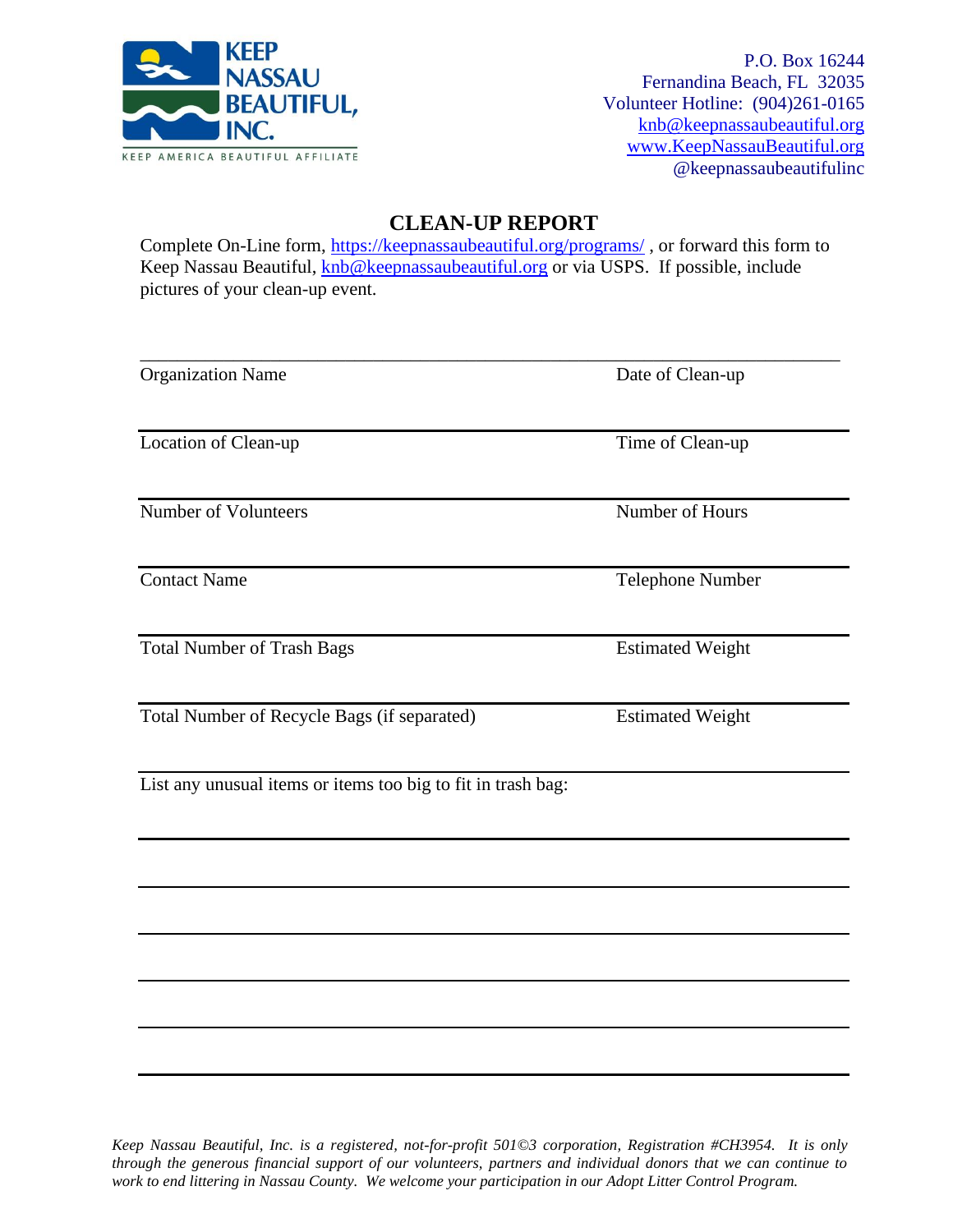KEEP NASSAU BEAUTIFUL, INC.

KEEP AMERICA BEAUTIFUL AFFILIATE

P.O. Box 16244
Fernandina Beach, FL 32035
Volunteer Hotline: (904)261-0165
knb@keepnassaubeautiful.org
www.KeepNassauBeautiful.org
@keepnassaubeautifulinc

# CLEAN-UP REPORT

Complete On-Line form, https://keepnassaubeautiful.org/programs/ , or forward this form to Keep Nassau Beautiful, knb@keepnassaubeautiful.org or via USPS. If possible, include pictures of your clean-up event.

| | |
|---|---|
| Organization Name | Date of Clean-up |
| Location of Clean-up | Time of Clean-up |
| Number of Volunteers | Number of Hours |
| Contact Name | Telephone Number |
| Total Number of Trash Bags | Estimated Weight |
| Total Number of Recycle Bags (if separated) | Estimated Weight |

List any unusual items or items too big to fit in trash bag:

_______________________________________________

_______________________________________________

_______________________________________________

_______________________________________________

_______________________________________________

*Keep Nassau Beautiful, Inc. is a registered, not-for-profit 501©3 corporation, Registration #CH3954. It is only through the generous financial support of our volunteers, partners and individual donors that we can continue to work to end littering in Nassau County. We welcome your participation in our Adopt Litter Control Program.*